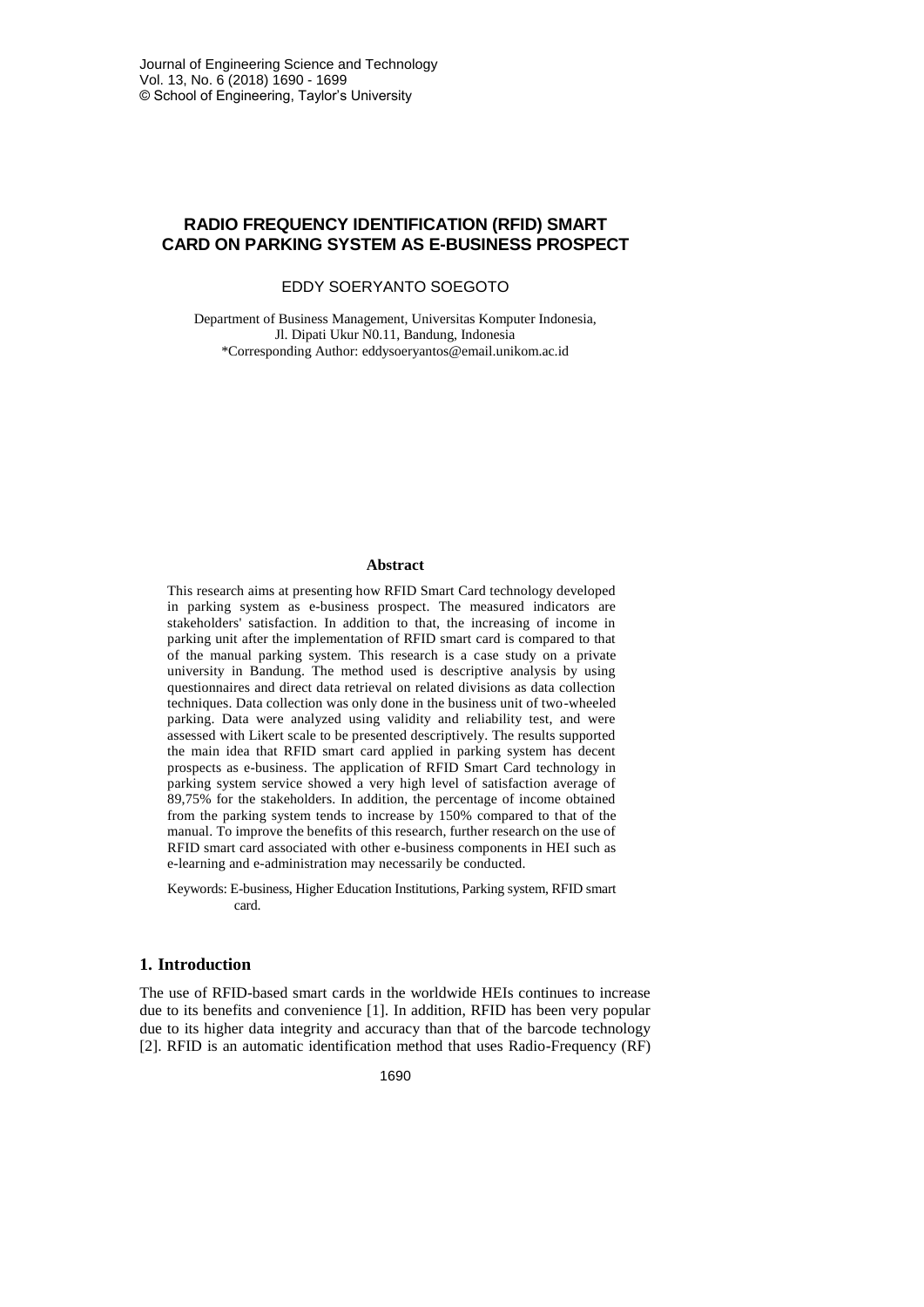# RADIO FREQUENCY IDENTIFICATION (RFID) SMART CARD ON PARKING SYSTEM AS E-BUSINESS PROSPECT

EDDY SOERYANTO SOEGOTO

Department of Business Management, Universitas Komputer Indonesia,
Jl. Dipati Ukur N0.11, Bandung, Indonesia
*Corresponding Author: eddysoeryantos@email.unikom.ac.id

## Abstract

This research aims at presenting how RFID Smart Card technology developed in parking system as e-business prospect. The measured indicators are stakeholders' satisfaction. In addition to that, the increasing of income in parking unit after the implementation of RFID smart card is compared to that of the manual parking system. This research is a case study on a private university in Bandung. The method used is descriptive analysis by using questionnaires and direct data retrieval on related divisions as data collection techniques. Data collection was only done in the business unit of two-wheeled parking. Data were analyzed using validity and reliability test, and were assessed with Likert scale to be presented descriptively. The results supported the main idea that RFID smart card applied in parking system has decent prospects as e-business. The application of RFID Smart Card technology in parking system service showed a very high level of satisfaction average of 89,75% for the stakeholders. In addition, the percentage of income obtained from the parking system tends to increase by 150% compared to that of the manual. To improve the benefits of this research, further research on the use of RFID smart card associated with other e-business components in HEI such as e-learning and e-administration may necessarily be conducted.

Keywords: E-business, Higher Education Institutions, Parking system, RFID smart card.

## 1. Introduction

The use of RFID-based smart cards in the worldwide HEIs continues to increase due to its benefits and convenience [1]. In addition, RFID has been very popular due to its higher data integrity and accuracy than that of the barcode technology [2]. RFID is an automatic identification method that uses Radio-Frequency (RF)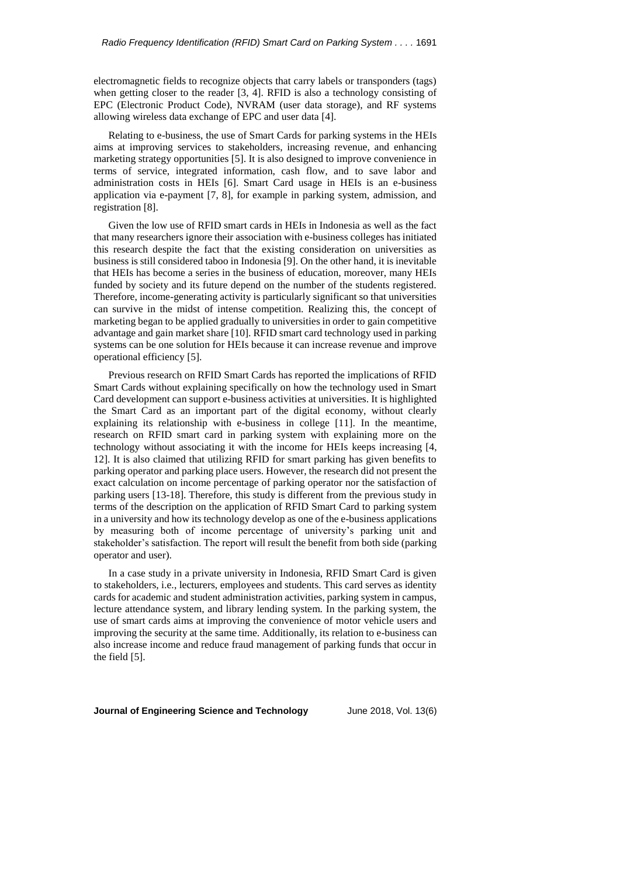electromagnetic fields to recognize objects that carry labels or transponders (tags) when getting closer to the reader [3, 4]. RFID is also a technology consisting of EPC (Electronic Product Code), NVRAM (user data storage), and RF systems allowing wireless data exchange of EPC and user data [4].

Relating to e-business, the use of Smart Cards for parking systems in the HEIs aims at improving services to stakeholders, increasing revenue, and enhancing marketing strategy opportunities [5]. It is also designed to improve convenience in terms of service, integrated information, cash flow, and to save labor and administration costs in HEIs [6]. Smart Card usage in HEIs is an e-business application via e-payment [7, 8], for example in parking system, admission, and registration [8].

Given the low use of RFID smart cards in HEIs in Indonesia as well as the fact that many researchers ignore their association with e-business colleges has initiated this research despite the fact that the existing consideration on universities as business is still considered taboo in Indonesia [9]. On the other hand, it is inevitable that HEIs has become a series in the business of education, moreover, many HEIs funded by society and its future depend on the number of the students registered. Therefore, income-generating activity is particularly significant so that universities can survive in the midst of intense competition. Realizing this, the concept of marketing began to be applied gradually to universities in order to gain competitive advantage and gain market share [10]. RFID smart card technology used in parking systems can be one solution for HEIs because it can increase revenue and improve operational efficiency [5].

Previous research on RFID Smart Cards has reported the implications of RFID Smart Cards without explaining specifically on how the technology used in Smart Card development can support e-business activities at universities. It is highlighted the Smart Card as an important part of the digital economy, without clearly explaining its relationship with e-business in college [11]. In the meantime, research on RFID smart card in parking system with explaining more on the technology without associating it with the income for HEIs keeps increasing [4, 12]. It is also claimed that utilizing RFID for smart parking has given benefits to parking operator and parking place users. However, the research did not present the exact calculation on income percentage of parking operator nor the satisfaction of parking users [13-18]. Therefore, this study is different from the previous study in terms of the description on the application of RFID Smart Card to parking system in a university and how its technology develop as one of the e-business applications by measuring both of income percentage of university's parking unit and stakeholder's satisfaction. The report will result the benefit from both side (parking operator and user).

In a case study in a private university in Indonesia, RFID Smart Card is given to stakeholders, i.e., lecturers, employees and students. This card serves as identity cards for academic and student administration activities, parking system in campus, lecture attendance system, and library lending system. In the parking system, the use of smart cards aims at improving the convenience of motor vehicle users and improving the security at the same time. Additionally, its relation to e-business can also increase income and reduce fraud management of parking funds that occur in the field [5].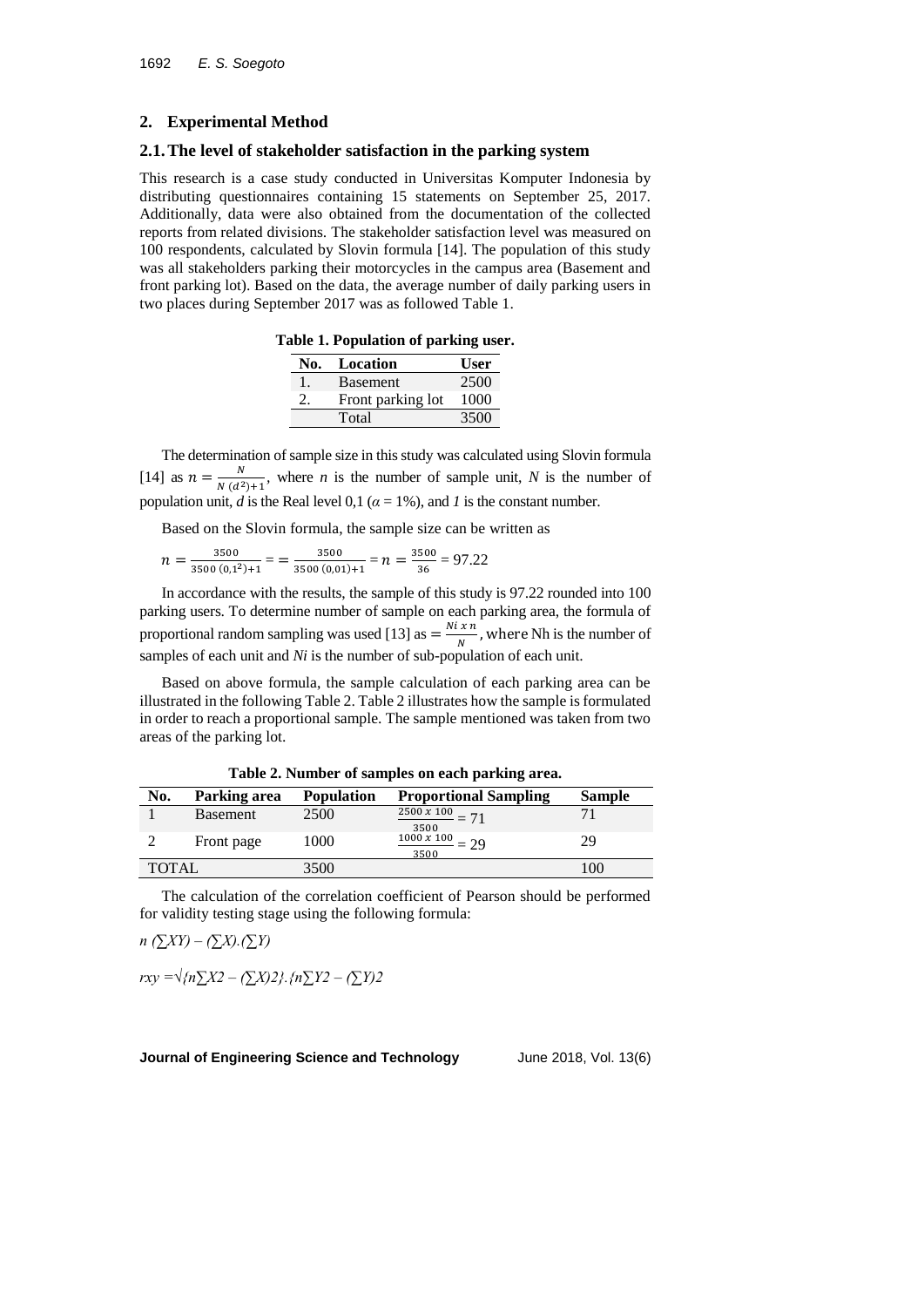## 2. Experimental Method

### 2.1. The level of stakeholder satisfaction in the parking system

This research is a case study conducted in Universitas Komputer Indonesia by distributing questionnaires containing 15 statements on September 25, 2017. Additionally, data were also obtained from the documentation of the collected reports from related divisions. The stakeholder satisfaction level was measured on 100 respondents, calculated by Slovin formula [14]. The population of this study was all stakeholders parking their motorcycles in the campus area (Basement and front parking lot). Based on the data, the average number of daily parking users in two places during September 2017 was as followed Table 1.

**Table 1. Population of parking user.**

| No. | Location | User |
|---|---|---|
| 1. | Basement | 2500 |
| 2. | Front parking lot | 1000 |
| | Total | 3500 |

The determination of sample size in this study was calculated using Slovin formula [14] as $n = \frac{N}{N\,(d^2)+1}$, where *n* is the number of sample unit, *N* is the number of population unit, *d* is the Real level 0,1 ($\alpha$ = 1%), and *1* is the constant number.

Based on the Slovin formula, the sample size can be written as

$$n = \frac{3500}{3500\,(0{,}1^2)+1} = = \frac{3500}{3500\,(0{,}01)+1} = n = \frac{3500}{36} = 97.22$$

In accordance with the results, the sample of this study is 97.22 rounded into 100 parking users. To determine number of sample on each parking area, the formula of proportional random sampling was used [13] as $= \frac{Ni\ x\ n}{N}$, where Nh is the number of samples of each unit and *Ni* is the number of sub-population of each unit.

Based on above formula, the sample calculation of each parking area can be illustrated in the following Table 2. Table 2 illustrates how the sample is formulated in order to reach a proportional sample. The sample mentioned was taken from two areas of the parking lot.

**Table 2. Number of samples on each parking area.**

| No. | Parking area | Population | Proportional Sampling | Sample |
|---|---|---|---|---|
| 1 | Basement | 2500 | $\frac{2500\ x\ 100}{3500} = 71$ | 71 |
| 2 | Front page | 1000 | $\frac{1000\ x\ 100}{3500} = 29$ | 29 |
| TOTAL | | 3500 | | 100 |

The calculation of the correlation coefficient of Pearson should be performed for validity testing stage using the following formula:

*n (∑XY) – (∑X).(∑Y)*

*rxy =√{n∑X2 – (∑X)2}.{n∑Y2 – (∑Y)2*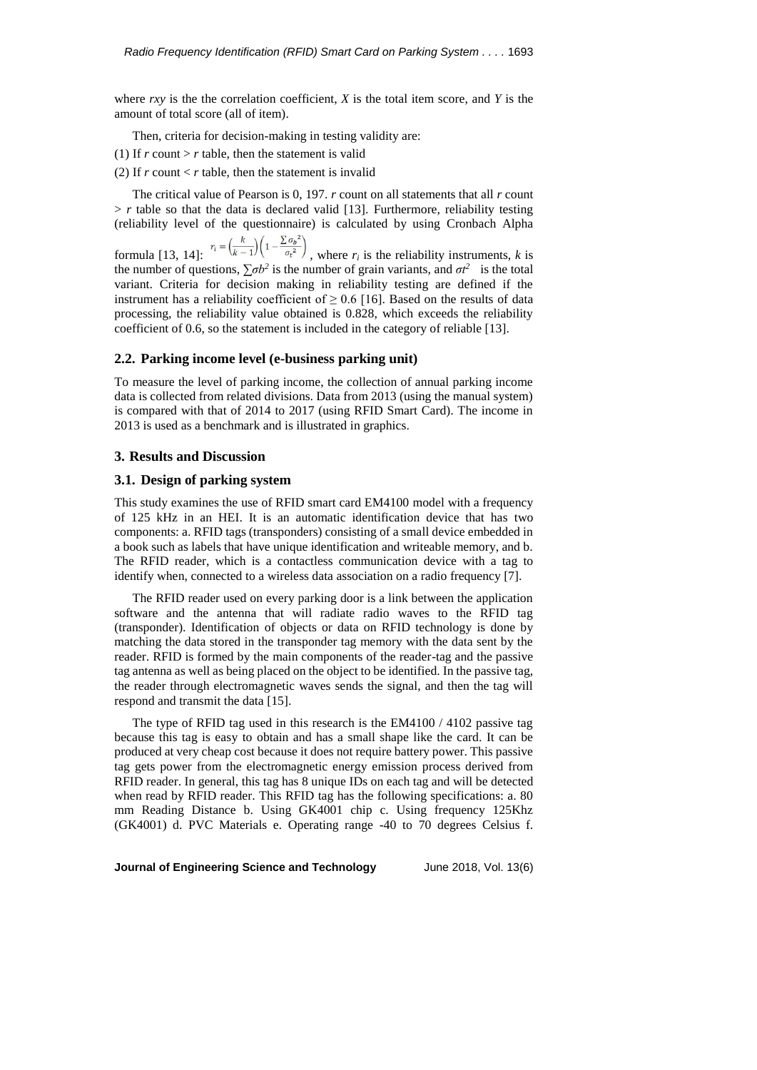where $rxy$ is the the correlation coefficient, $X$ is the total item score, and $Y$ is the amount of total score (all of item).

Then, criteria for decision-making in testing validity are:

(1) If $r$ count > $r$ table, then the statement is valid

(2) If $r$ count < $r$ table, then the statement is invalid

The critical value of Pearson is 0, 197. $r$ count on all statements that all $r$ count > $r$ table so that the data is declared valid [13]. Furthermore, reliability testing (reliability level of the questionnaire) is calculated by using Cronbach Alpha formula [13, 14]: $r_i = \left(\frac{k}{k-1}\right)\left(1 - \frac{\sum \sigma_b^2}{\sigma_t^2}\right)$, where $r_i$ is the reliability instruments, $k$ is the number of questions, $\sum \sigma b^2$ is the number of grain variants, and $\sigma t^2$ is the total variant. Criteria for decision making in reliability testing are defined if the instrument has a reliability coefficient of $\geq 0.6$ [16]. Based on the results of data processing, the reliability value obtained is 0.828, which exceeds the reliability coefficient of 0.6, so the statement is included in the category of reliable [13].

### 2.2. Parking income level (e-business parking unit)

To measure the level of parking income, the collection of annual parking income data is collected from related divisions. Data from 2013 (using the manual system) is compared with that of 2014 to 2017 (using RFID Smart Card). The income in 2013 is used as a benchmark and is illustrated in graphics.

## 3. Results and Discussion

### 3.1. Design of parking system

This study examines the use of RFID smart card EM4100 model with a frequency of 125 kHz in an HEI. It is an automatic identification device that has two components: a. RFID tags (transponders) consisting of a small device embedded in a book such as labels that have unique identification and writeable memory, and b. The RFID reader, which is a contactless communication device with a tag to identify when, connected to a wireless data association on a radio frequency [7].

The RFID reader used on every parking door is a link between the application software and the antenna that will radiate radio waves to the RFID tag (transponder). Identification of objects or data on RFID technology is done by matching the data stored in the transponder tag memory with the data sent by the reader. RFID is formed by the main components of the reader-tag and the passive tag antenna as well as being placed on the object to be identified. In the passive tag, the reader through electromagnetic waves sends the signal, and then the tag will respond and transmit the data [15].

The type of RFID tag used in this research is the EM4100 / 4102 passive tag because this tag is easy to obtain and has a small shape like the card. It can be produced at very cheap cost because it does not require battery power. This passive tag gets power from the electromagnetic energy emission process derived from RFID reader. In general, this tag has 8 unique IDs on each tag and will be detected when read by RFID reader. This RFID tag has the following specifications: a. 80 mm Reading Distance b. Using GK4001 chip c. Using frequency 125Khz (GK4001) d. PVC Materials e. Operating range -40 to 70 degrees Celsius f.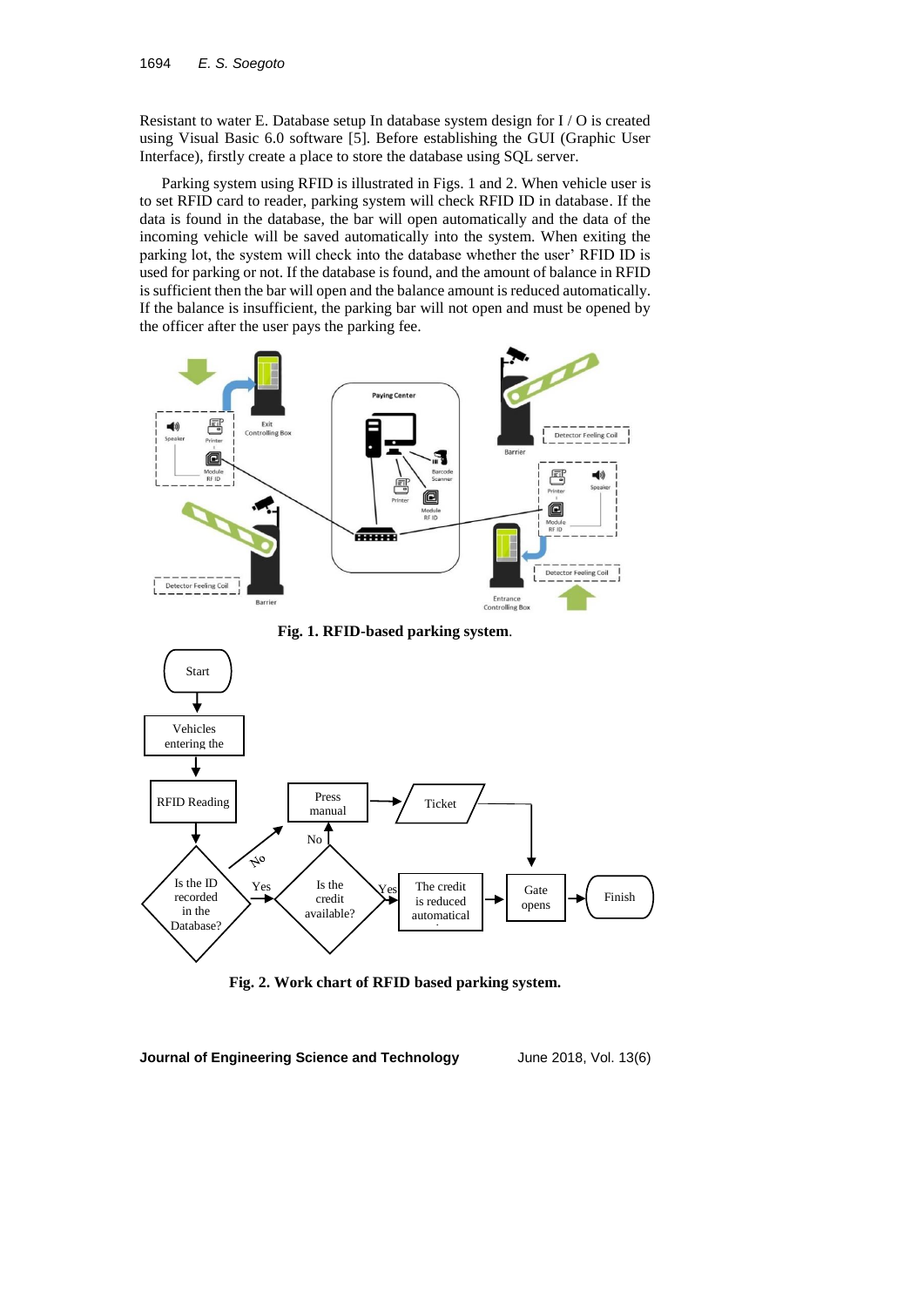Resistant to water E. Database setup In database system design for I / O is created using Visual Basic 6.0 software [5]. Before establishing the GUI (Graphic User Interface), firstly create a place to store the database using SQL server.

Parking system using RFID is illustrated in Figs. 1 and 2. When vehicle user is to set RFID card to reader, parking system will check RFID ID in database. If the data is found in the database, the bar will open automatically and the data of the incoming vehicle will be saved automatically into the system. When exiting the parking lot, the system will check into the database whether the user' RFID ID is used for parking or not. If the database is found, and the amount of balance in RFID is sufficient then the bar will open and the balance amount is reduced automatically. If the balance is insufficient, the parking bar will not open and must be opened by the officer after the user pays the parking fee.

**Fig. 1. RFID-based parking system.**

**Fig. 2. Work chart of RFID based parking system.**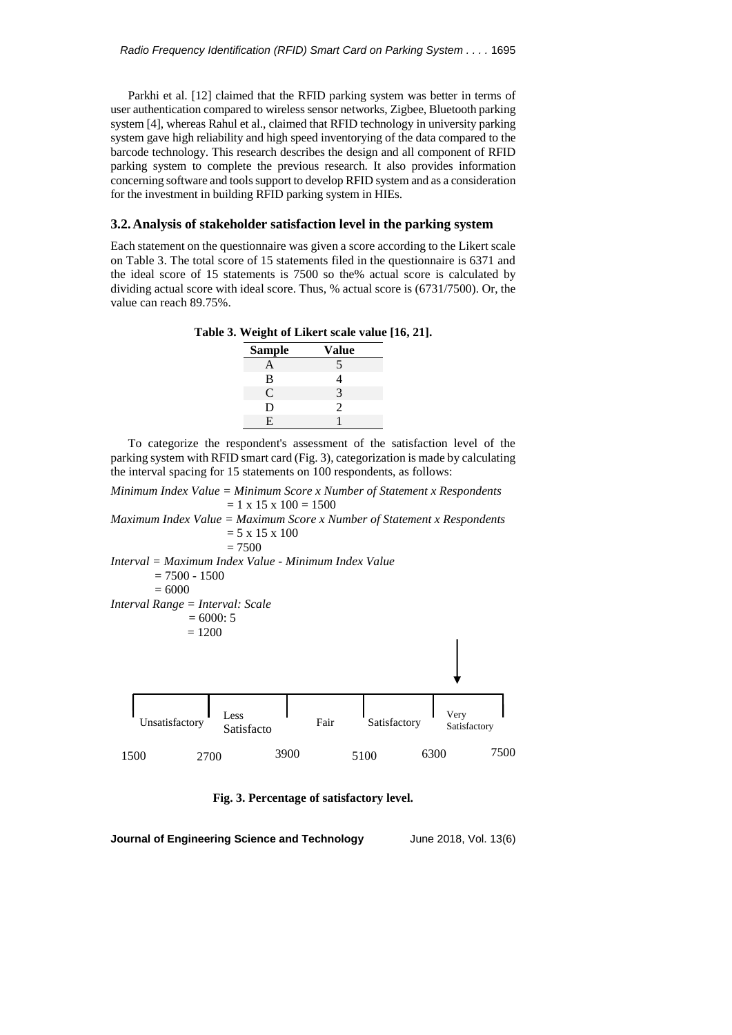Parkhi et al. [12] claimed that the RFID parking system was better in terms of user authentication compared to wireless sensor networks, Zigbee, Bluetooth parking system [4], whereas Rahul et al., claimed that RFID technology in university parking system gave high reliability and high speed inventorying of the data compared to the barcode technology. This research describes the design and all component of RFID parking system to complete the previous research. It also provides information concerning software and tools support to develop RFID system and as a consideration for the investment in building RFID parking system in HIEs.

### 3.2. Analysis of stakeholder satisfaction level in the parking system

Each statement on the questionnaire was given a score according to the Likert scale on Table 3. The total score of 15 statements filed in the questionnaire is 6371 and the ideal score of 15 statements is 7500 so the% actual score is calculated by dividing actual score with ideal score. Thus, % actual score is (6731/7500). Or, the value can reach 89.75%.

**Table 3. Weight of Likert scale value [16, 21].**

| Sample | Value |
|---|---|
| A | 5 |
| B | 4 |
| C | 3 |
| D | 2 |
| E | 1 |

To categorize the respondent's assessment of the satisfaction level of the parking system with RFID smart card (Fig. 3), categorization is made by calculating the interval spacing for 15 statements on 100 respondents, as follows:

*Minimum Index Value = Minimum Score x Number of Statement x Respondents*
= 1 x 15 x 100 = 1500

*Maximum Index Value = Maximum Score x Number of Statement x Respondents*
= 5 x 15 x 100
= 7500

*Interval = Maximum Index Value - Minimum Index Value*
= 7500 - 1500
= 6000

*Interval Range = Interval: Scale*
= 6000: 5
= 1200

| Unsatisfactory | Less Satisfacto | Fair | Satisfactory | Very Satisfactory |
|---|---|---|---|---|
| 1500 – 2700 | 2700 – 3900 | 3900 – 5100 | 5100 – 6300 | 6300 – 7500 |

**Fig. 3. Percentage of satisfactory level.**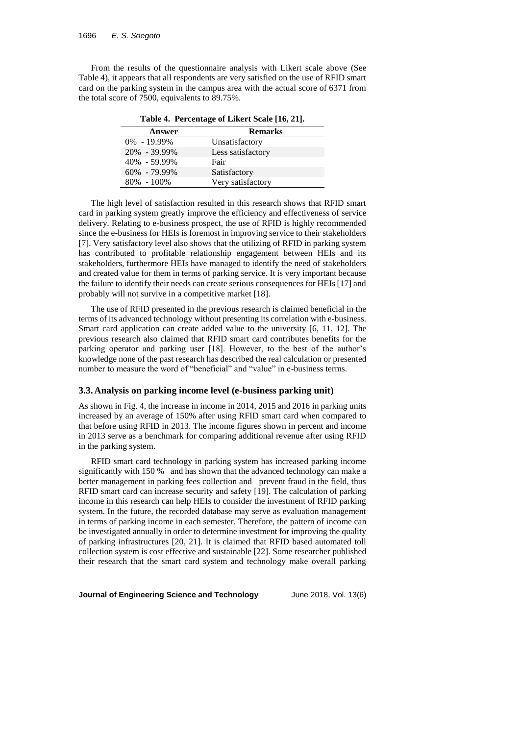From the results of the questionnaire analysis with Likert scale above (See Table 4), it appears that all respondents are very satisfied on the use of RFID smart card on the parking system in the campus area with the actual score of 6371 from the total score of 7500, equivalents to 89.75%.

**Table 4. Percentage of Likert Scale [16, 21].**

| Answer | Remarks |
|---|---|
| 0% - 19.99% | Unsatisfactory |
| 20% - 39.99% | Less satisfactory |
| 40% - 59.99% | Fair |
| 60% - 79.99% | Satisfactory |
| 80% - 100% | Very satisfactory |

The high level of satisfaction resulted in this research shows that RFID smart card in parking system greatly improve the efficiency and effectiveness of service delivery. Relating to e-business prospect, the use of RFID is highly recommended since the e-business for HEIs is foremost in improving service to their stakeholders [7]. Very satisfactory level also shows that the utilizing of RFID in parking system has contributed to profitable relationship engagement between HEIs and its stakeholders, furthermore HEIs have managed to identify the need of stakeholders and created value for them in terms of parking service. It is very important because the failure to identify their needs can create serious consequences for HEIs [17] and probably will not survive in a competitive market [18].

The use of RFID presented in the previous research is claimed beneficial in the terms of its advanced technology without presenting its correlation with e-business. Smart card application can create added value to the university [6, 11, 12]. The previous research also claimed that RFID smart card contributes benefits for the parking operator and parking user [18]. However, to the best of the author's knowledge none of the past research has described the real calculation or presented number to measure the word of "beneficial" and "value" in e-business terms.

### 3.3. Analysis on parking income level (e-business parking unit)

As shown in Fig. 4, the increase in income in 2014, 2015 and 2016 in parking units increased by an average of 150% after using RFID smart card when compared to that before using RFID in 2013. The income figures shown in percent and income in 2013 serve as a benchmark for comparing additional revenue after using RFID in the parking system.

RFID smart card technology in parking system has increased parking income significantly with 150 % and has shown that the advanced technology can make a better management in parking fees collection and prevent fraud in the field, thus RFID smart card can increase security and safety [19]. The calculation of parking income in this research can help HEIs to consider the investment of RFID parking system. In the future, the recorded database may serve as evaluation management in terms of parking income in each semester. Therefore, the pattern of income can be investigated annually in order to determine investment for improving the quality of parking infrastructures [20, 21]. It is claimed that RFID based automated toll collection system is cost effective and sustainable [22]. Some researcher published their research that the smart card system and technology make overall parking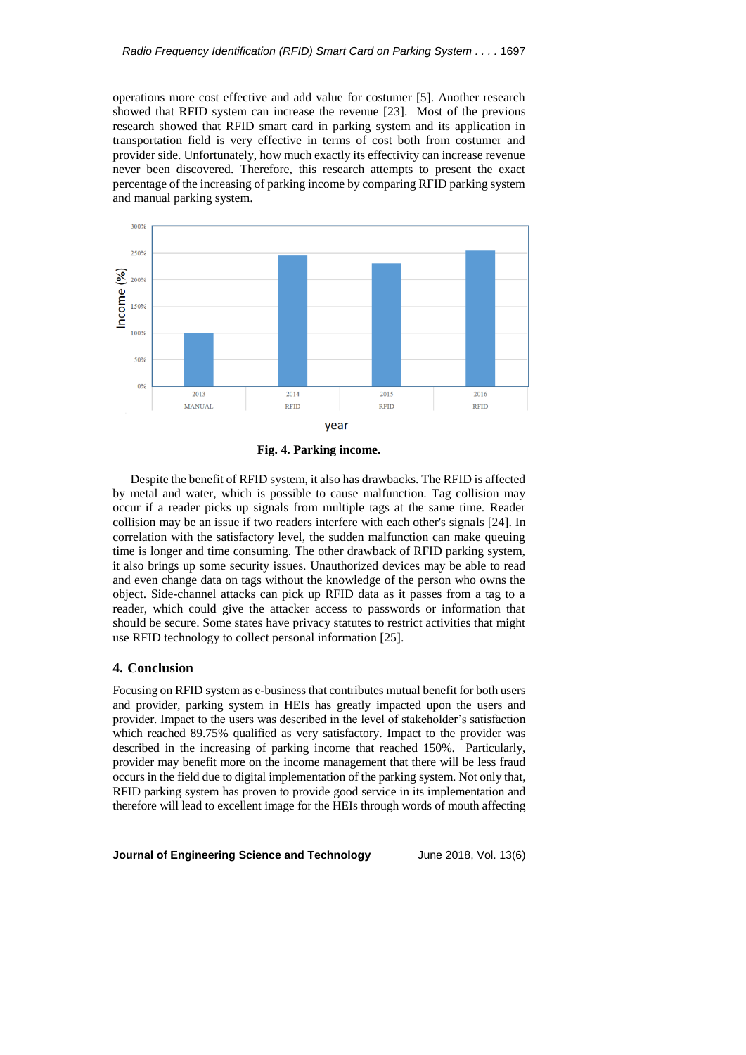operations more cost effective and add value for costumer [5]. Another research showed that RFID system can increase the revenue [23]. Most of the previous research showed that RFID smart card in parking system and its application in transportation field is very effective in terms of cost both from costumer and provider side. Unfortunately, how much exactly its effectivity can increase revenue never been discovered. Therefore, this research attempts to present the exact percentage of the increasing of parking income by comparing RFID parking system and manual parking system.

**Fig. 4. Parking income.**

Despite the benefit of RFID system, it also has drawbacks. The RFID is affected by metal and water, which is possible to cause malfunction. Tag collision may occur if a reader picks up signals from multiple tags at the same time. Reader collision may be an issue if two readers interfere with each other's signals [24]. In correlation with the satisfactory level, the sudden malfunction can make queuing time is longer and time consuming. The other drawback of RFID parking system, it also brings up some security issues. Unauthorized devices may be able to read and even change data on tags without the knowledge of the person who owns the object. Side-channel attacks can pick up RFID data as it passes from a tag to a reader, which could give the attacker access to passwords or information that should be secure. Some states have privacy statutes to restrict activities that might use RFID technology to collect personal information [25].

## 4. Conclusion

Focusing on RFID system as e-business that contributes mutual benefit for both users and provider, parking system in HEIs has greatly impacted upon the users and provider. Impact to the users was described in the level of stakeholder's satisfaction which reached 89.75% qualified as very satisfactory. Impact to the provider was described in the increasing of parking income that reached 150%. Particularly, provider may benefit more on the income management that there will be less fraud occurs in the field due to digital implementation of the parking system. Not only that, RFID parking system has proven to provide good service in its implementation and therefore will lead to excellent image for the HEIs through words of mouth affecting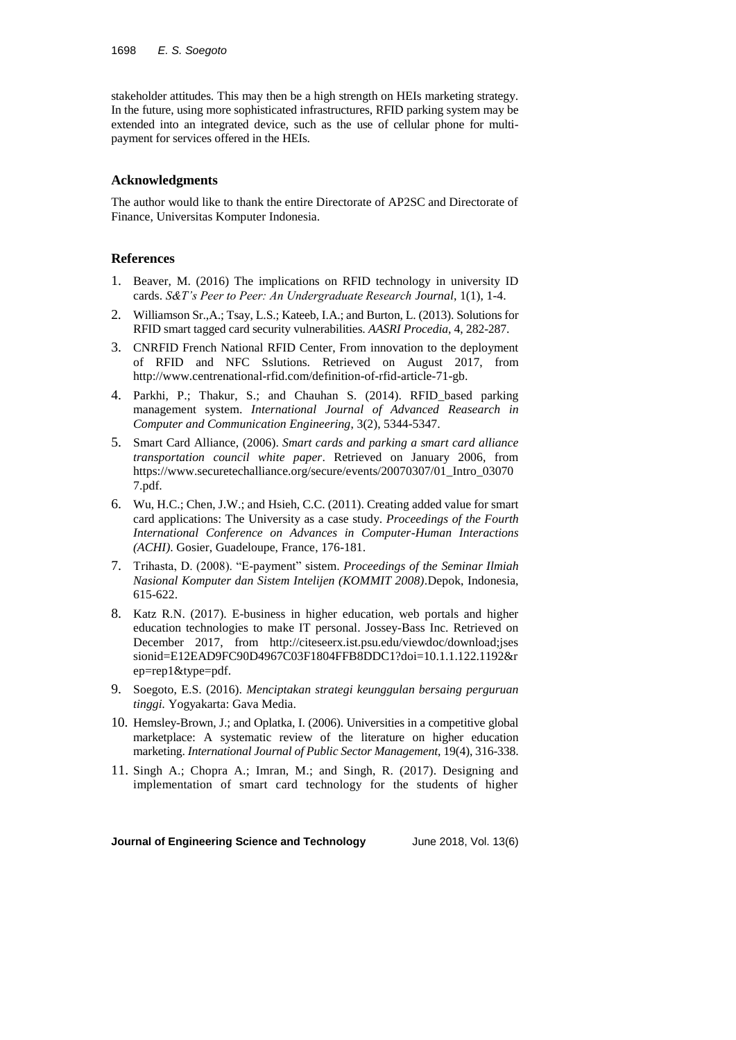stakeholder attitudes. This may then be a high strength on HEIs marketing strategy. In the future, using more sophisticated infrastructures, RFID parking system may be extended into an integrated device, such as the use of cellular phone for multi-payment for services offered in the HEIs.

## Acknowledgments

The author would like to thank the entire Directorate of AP2SC and Directorate of Finance, Universitas Komputer Indonesia.

## References

1. Beaver, M. (2016) The implications on RFID technology in university ID cards. *S&T's Peer to Peer: An Undergraduate Research Journal*, 1(1), 1-4.
2. Williamson Sr.,A.; Tsay, L.S.; Kateeb, I.A.; and Burton, L. (2013). Solutions for RFID smart tagged card security vulnerabilities. *AASRI Procedia*, 4, 282-287.
3. CNRFID French National RFID Center, From innovation to the deployment of RFID and NFC Sslutions. Retrieved on August 2017, from http://www.centrenational-rfid.com/definition-of-rfid-article-71-gb.
4. Parkhi, P.; Thakur, S.; and Chauhan S. (2014). RFID_based parking management system. *International Journal of Advanced Reasearch in Computer and Communication Engineering*, 3(2), 5344-5347.
5. Smart Card Alliance, (2006). *Smart cards and parking a smart card alliance transportation council white paper*. Retrieved on January 2006, from https://www.securetechalliance.org/secure/events/20070307/01_Intro_030707.pdf.
6. Wu, H.C.; Chen, J.W.; and Hsieh, C.C. (2011). Creating added value for smart card applications: The University as a case study. *Proceedings of the Fourth International Conference on Advances in Computer-Human Interactions (ACHI)*. Gosier, Guadeloupe, France, 176-181.
7. Trihasta, D. (2008). "E-payment" sistem. *Proceedings of the Seminar Ilmiah Nasional Komputer dan Sistem Intelijen (KOMMIT 2008)*.Depok, Indonesia, 615-622.
8. Katz R.N. (2017). E-business in higher education, web portals and higher education technologies to make IT personal. Jossey-Bass Inc. Retrieved on December 2017, from http://citeseerx.ist.psu.edu/viewdoc/download;jsessionid=E12EAD9FC90D4967C03F1804FFB8DDC1?doi=10.1.1.122.1192&rep=rep1&type=pdf.
9. Soegoto, E.S. (2016). *Menciptakan strategi keunggulan bersaing perguruan tinggi.* Yogyakarta: Gava Media.
10. Hemsley-Brown, J.; and Oplatka, I. (2006). Universities in a competitive global marketplace: A systematic review of the literature on higher education marketing. *International Journal of Public Sector Management*, 19(4), 316-338.
11. Singh A.; Chopra A.; Imran, M.; and Singh, R. (2017). Designing and implementation of smart card technology for the students of higher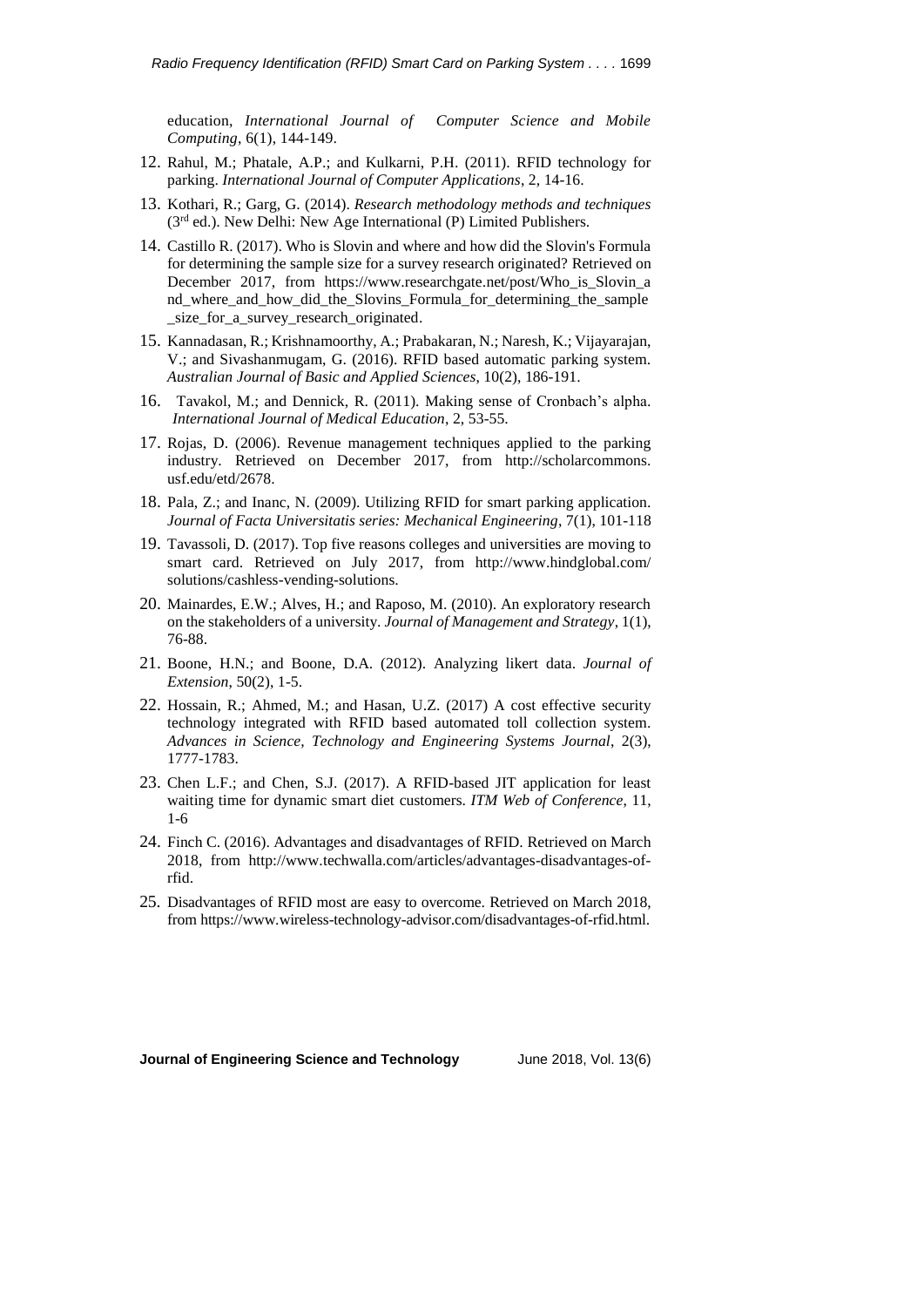education, *International Journal of Computer Science and Mobile Computing*, 6(1), 144-149.

12. Rahul, M.; Phatale, A.P.; and Kulkarni, P.H. (2011). RFID technology for parking. *International Journal of Computer Applications*, 2, 14-16.
13. Kothari, R.; Garg, G. (2014). *Research methodology methods and techniques* (3rd ed.). New Delhi: New Age International (P) Limited Publishers.
14. Castillo R. (2017). Who is Slovin and where and how did the Slovin's Formula for determining the sample size for a survey research originated? Retrieved on December 2017, from https://www.researchgate.net/post/Who_is_Slovin_and_where_and_how_did_the_Slovins_Formula_for_determining_the_sample_size_for_a_survey_research_originated.
15. Kannadasan, R.; Krishnamoorthy, A.; Prabakaran, N.; Naresh, K.; Vijayarajan, V.; and Sivashanmugam, G. (2016). RFID based automatic parking system. *Australian Journal of Basic and Applied Sciences*, 10(2), 186-191.
16. Tavakol, M.; and Dennick, R. (2011). Making sense of Cronbach's alpha. *International Journal of Medical Education*, 2, 53-55.
17. Rojas, D. (2006). Revenue management techniques applied to the parking industry. Retrieved on December 2017, from http://scholarcommons.usf.edu/etd/2678.
18. Pala, Z.; and Inanc, N. (2009). Utilizing RFID for smart parking application. *Journal of Facta Universitatis series: Mechanical Engineering*, 7(1), 101-118
19. Tavassoli, D. (2017). Top five reasons colleges and universities are moving to smart card. Retrieved on July 2017, from http://www.hindglobal.com/solutions/cashless-vending-solutions.
20. Mainardes, E.W.; Alves, H.; and Raposo, M. (2010). An exploratory research on the stakeholders of a university. *Journal of Management and Strategy*, 1(1), 76-88.
21. Boone, H.N.; and Boone, D.A. (2012). Analyzing likert data. *Journal of Extension*, 50(2), 1-5.
22. Hossain, R.; Ahmed, M.; and Hasan, U.Z. (2017) A cost effective security technology integrated with RFID based automated toll collection system. *Advances in Science, Technology and Engineering Systems Journal*, 2(3), 1777-1783.
23. Chen L.F.; and Chen, S.J. (2017). A RFID-based JIT application for least waiting time for dynamic smart diet customers. *ITM Web of Conference*, 11, 1-6
24. Finch C. (2016). Advantages and disadvantages of RFID. Retrieved on March 2018, from http://www.techwalla.com/articles/advantages-disadvantages-of-rfid.
25. Disadvantages of RFID most are easy to overcome. Retrieved on March 2018, from https://www.wireless-technology-advisor.com/disadvantages-of-rfid.html.